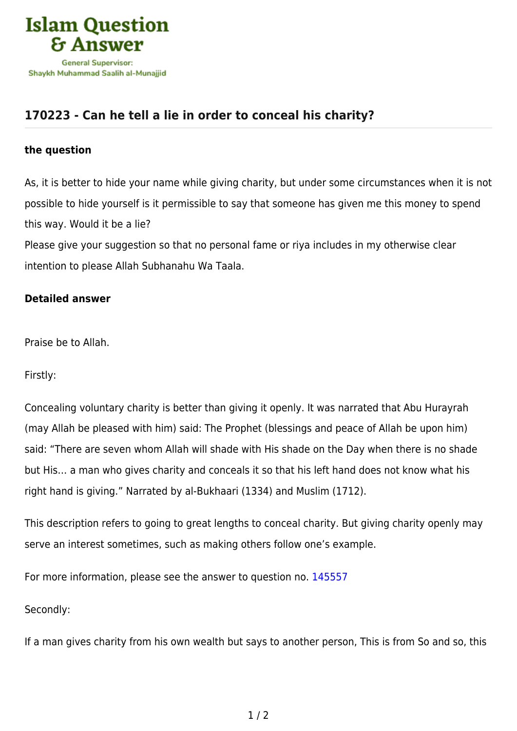Islam Question & Answer

General Supervisor: Shaykh Muhammad Saalih al-Munajjid

## 170223 - Can he tell a lie in order to conceal his charity?

### the question

As, it is better to hide your name while giving charity, but under some circumstances when it is not possible to hide yourself is it permissible to say that someone has given me this money to spend this way. Would it be a lie?
Please give your suggestion so that no personal fame or riya includes in my otherwise clear intention to please Allah Subhanahu Wa Taala.

### Detailed answer

Praise be to Allah.

Firstly:

Concealing voluntary charity is better than giving it openly. It was narrated that Abu Hurayrah (may Allah be pleased with him) said: The Prophet (blessings and peace of Allah be upon him) said: "There are seven whom Allah will shade with His shade on the Day when there is no shade but His… a man who gives charity and conceals it so that his left hand does not know what his right hand is giving." Narrated by al-Bukhaari (1334) and Muslim (1712).

This description refers to going to great lengths to conceal charity. But giving charity openly may serve an interest sometimes, such as making others follow one's example.

For more information, please see the answer to question no. 145557

Secondly:

If a man gives charity from his own wealth but says to another person, This is from So and so, this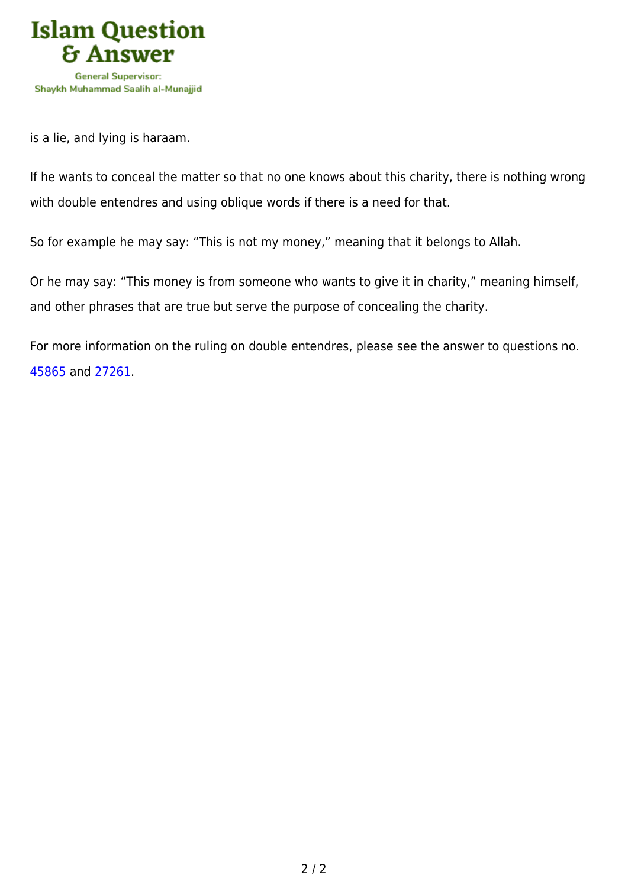is a lie, and lying is haraam.

If he wants to conceal the matter so that no one knows about this charity, there is nothing wrong with double entendres and using oblique words if there is a need for that.

So for example he may say: “This is not my money,” meaning that it belongs to Allah.

Or he may say: “This money is from someone who wants to give it in charity,” meaning himself, and other phrases that are true but serve the purpose of concealing the charity.

For more information on the ruling on double entendres, please see the answer to questions no. 45865 and 27261.